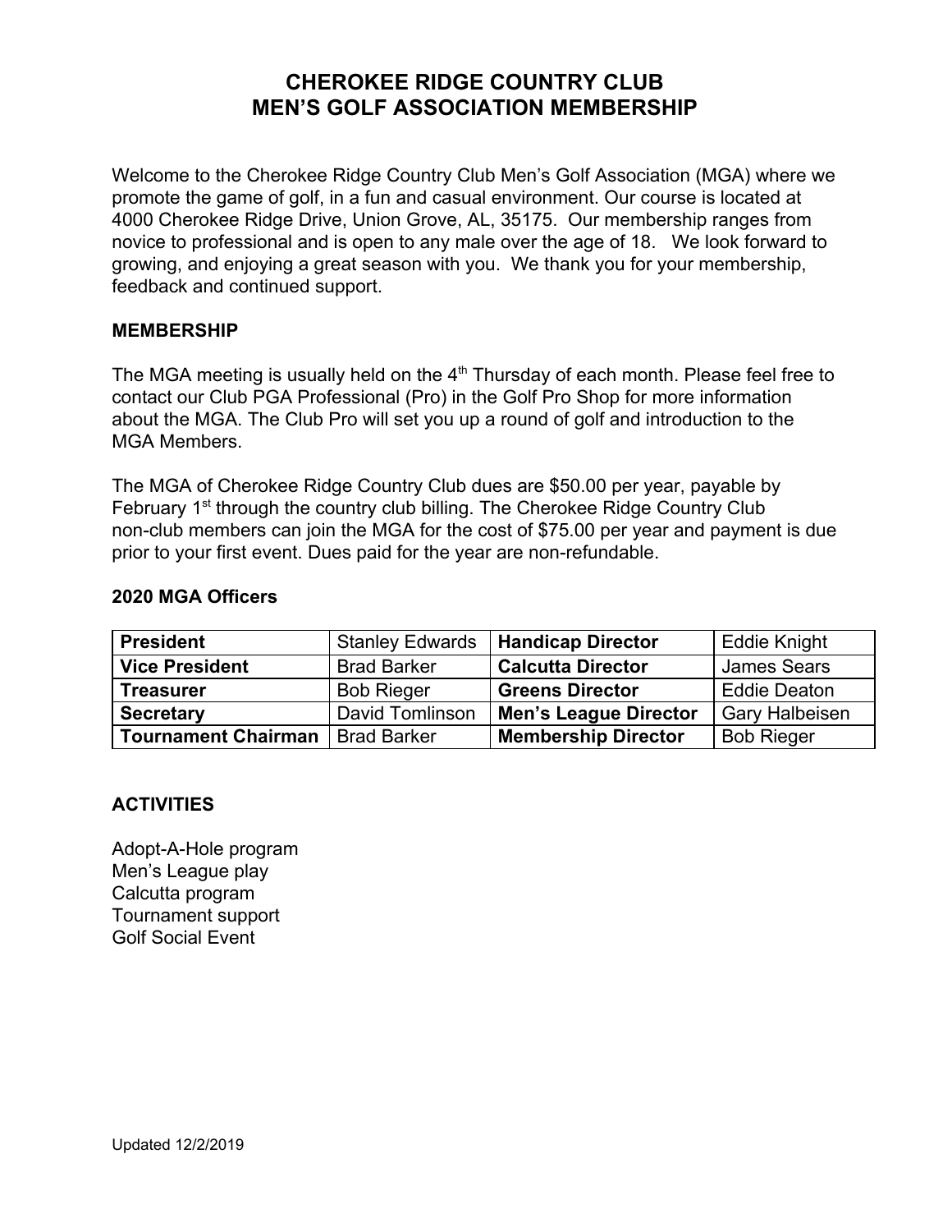# CHEROKEE RIDGE COUNTRY CLUB
# MEN'S GOLF ASSOCIATION MEMBERSHIP

Welcome to the Cherokee Ridge Country Club Men's Golf Association (MGA) where we promote the game of golf, in a fun and casual environment. Our course is located at 4000 Cherokee Ridge Drive, Union Grove, AL, 35175. Our membership ranges from novice to professional and is open to any male over the age of 18. We look forward to growing, and enjoying a great season with you. We thank you for your membership, feedback and continued support.

## MEMBERSHIP

The MGA meeting is usually held on the 4th Thursday of each month. Please feel free to contact our Club PGA Professional (Pro) in the Golf Pro Shop for more information about the MGA. The Club Pro will set you up a round of golf and introduction to the MGA Members.

The MGA of Cherokee Ridge Country Club dues are $50.00 per year, payable by February 1st through the country club billing. The Cherokee Ridge Country Club non-club members can join the MGA for the cost of $75.00 per year and payment is due prior to your first event. Dues paid for the year are non-refundable.

### 2020 MGA Officers

| | | | |
|---|---|---|---|
| **President** | Stanley Edwards | **Handicap Director** | Eddie Knight |
| **Vice President** | Brad Barker | **Calcutta Director** | James Sears |
| **Treasurer** | Bob Rieger | **Greens Director** | Eddie Deaton |
| **Secretary** | David Tomlinson | **Men's League Director** | Gary Halbeisen |
| **Tournament Chairman** | Brad Barker | **Membership Director** | Bob Rieger |

## ACTIVITIES

Adopt-A-Hole program
Men's League play
Calcutta program
Tournament support
Golf Social Event

Updated 12/2/2019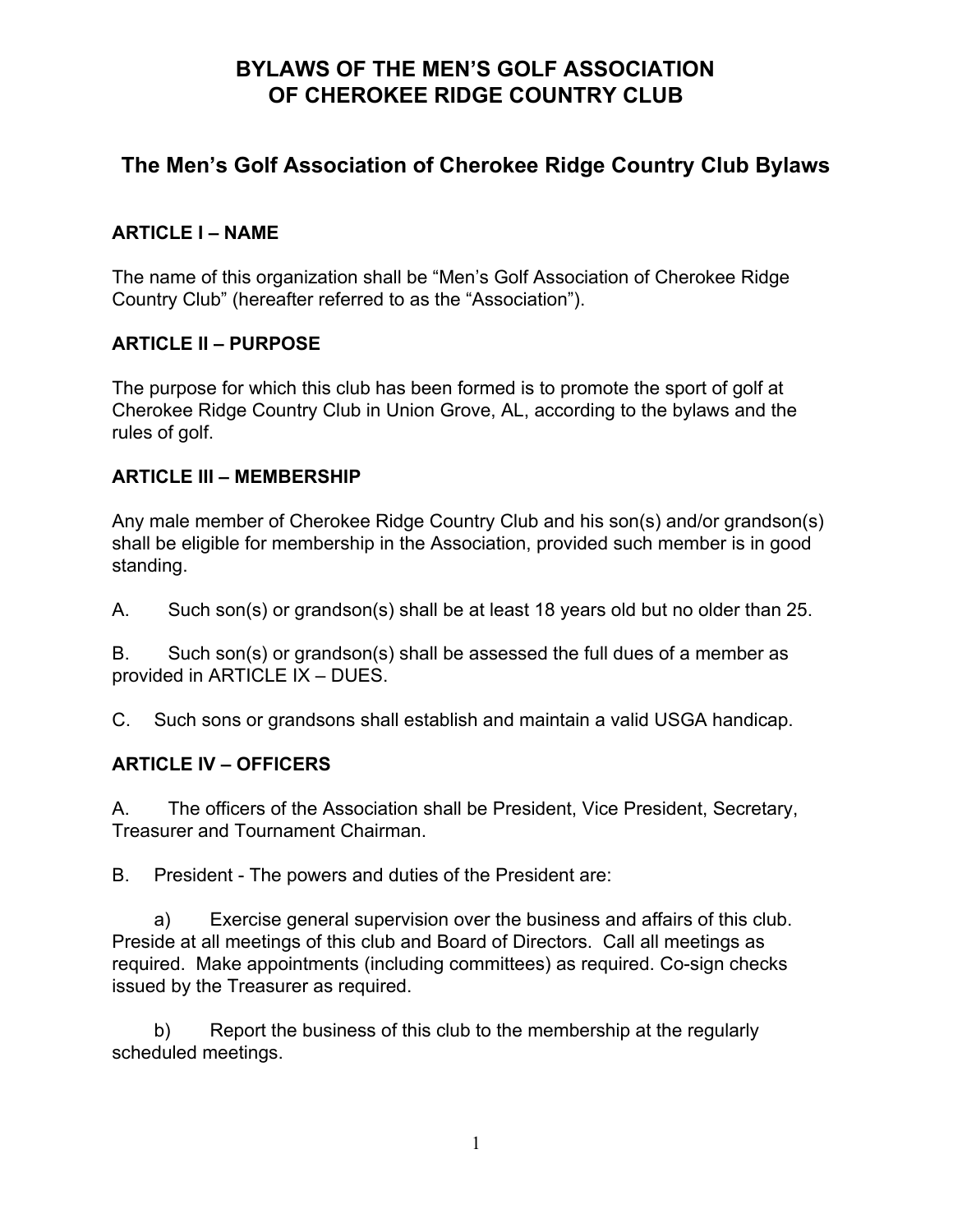# BYLAWS OF THE MEN'S GOLF ASSOCIATION OF CHEROKEE RIDGE COUNTRY CLUB

## The Men's Golf Association of Cherokee Ridge Country Club Bylaws

### ARTICLE I – NAME

The name of this organization shall be "Men's Golf Association of Cherokee Ridge Country Club" (hereafter referred to as the "Association").

### ARTICLE II – PURPOSE

The purpose for which this club has been formed is to promote the sport of golf at Cherokee Ridge Country Club in Union Grove, AL, according to the bylaws and the rules of golf.

### ARTICLE III – MEMBERSHIP

Any male member of Cherokee Ridge Country Club and his son(s) and/or grandson(s) shall be eligible for membership in the Association, provided such member is in good standing.

A. Such son(s) or grandson(s) shall be at least 18 years old but no older than 25.

B. Such son(s) or grandson(s) shall be assessed the full dues of a member as provided in ARTICLE IX – DUES.

C. Such sons or grandsons shall establish and maintain a valid USGA handicap.

### ARTICLE IV – OFFICERS

A. The officers of the Association shall be President, Vice President, Secretary, Treasurer and Tournament Chairman.

B. President - The powers and duties of the President are:

a) Exercise general supervision over the business and affairs of this club. Preside at all meetings of this club and Board of Directors. Call all meetings as required. Make appointments (including committees) as required. Co-sign checks issued by the Treasurer as required.

b) Report the business of this club to the membership at the regularly scheduled meetings.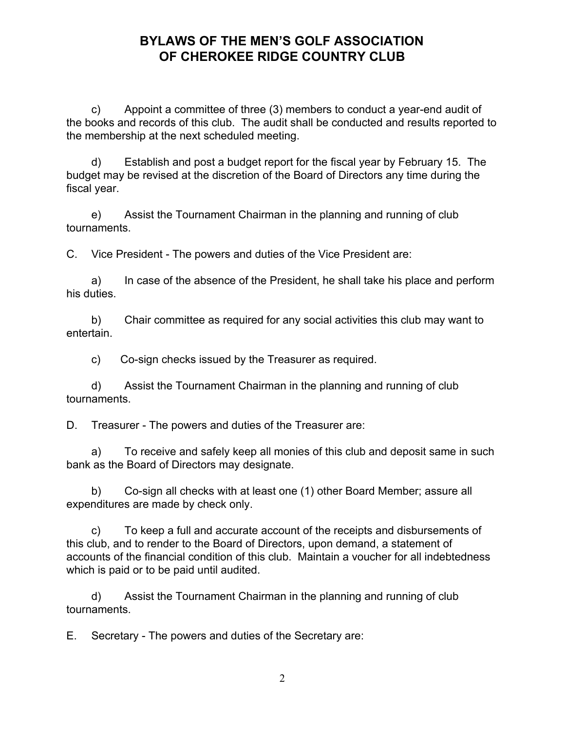# BYLAWS OF THE MEN'S GOLF ASSOCIATION OF CHEROKEE RIDGE COUNTRY CLUB

c) Appoint a committee of three (3) members to conduct a year-end audit of the books and records of this club. The audit shall be conducted and results reported to the membership at the next scheduled meeting.

d) Establish and post a budget report for the fiscal year by February 15. The budget may be revised at the discretion of the Board of Directors any time during the fiscal year.

e) Assist the Tournament Chairman in the planning and running of club tournaments.

C. Vice President - The powers and duties of the Vice President are:

a) In case of the absence of the President, he shall take his place and perform his duties.

b) Chair committee as required for any social activities this club may want to entertain.

c) Co-sign checks issued by the Treasurer as required.

d) Assist the Tournament Chairman in the planning and running of club tournaments.

D. Treasurer - The powers and duties of the Treasurer are:

a) To receive and safely keep all monies of this club and deposit same in such bank as the Board of Directors may designate.

b) Co-sign all checks with at least one (1) other Board Member; assure all expenditures are made by check only.

c) To keep a full and accurate account of the receipts and disbursements of this club, and to render to the Board of Directors, upon demand, a statement of accounts of the financial condition of this club. Maintain a voucher for all indebtedness which is paid or to be paid until audited.

d) Assist the Tournament Chairman in the planning and running of club tournaments.

E. Secretary - The powers and duties of the Secretary are: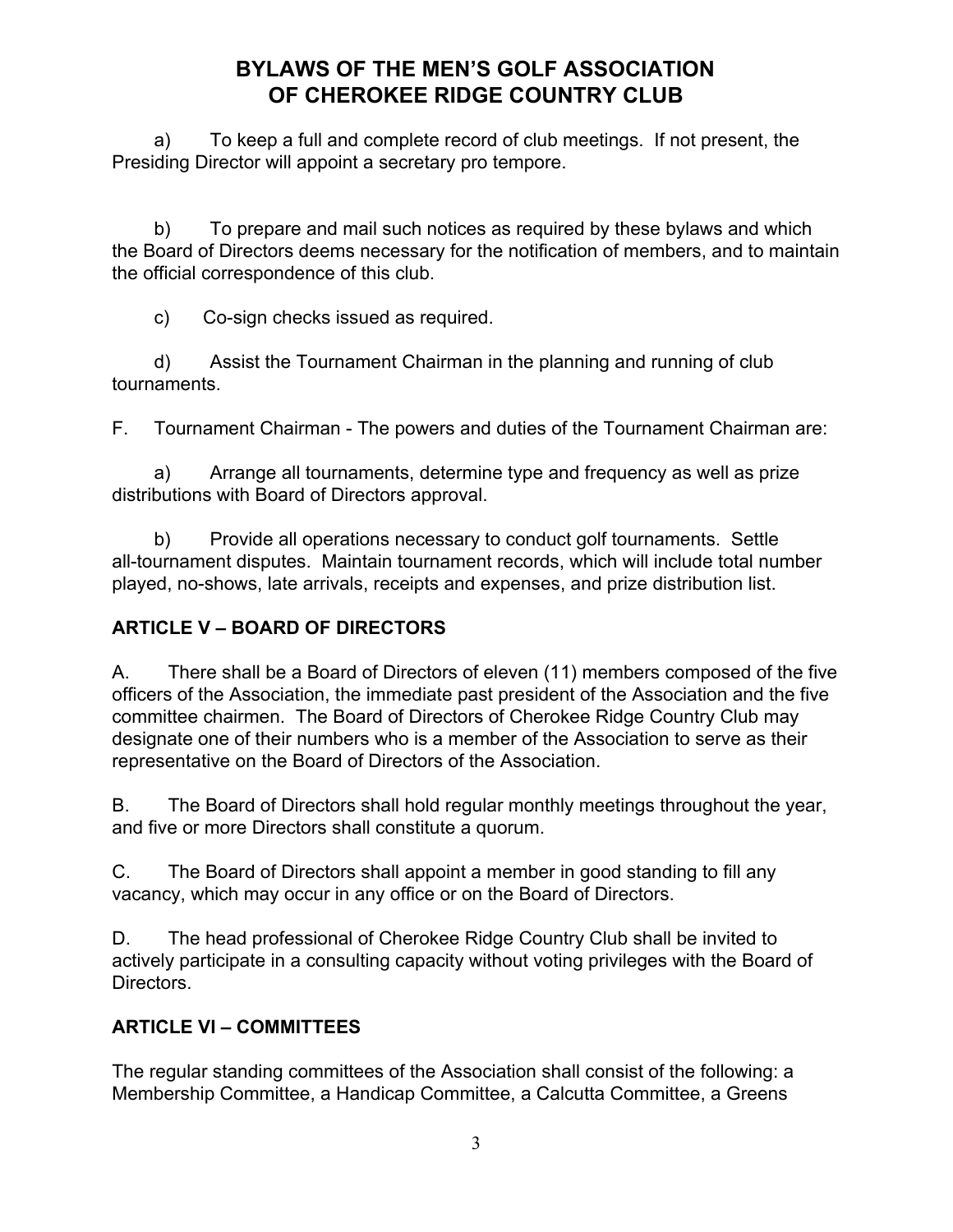# BYLAWS OF THE MEN'S GOLF ASSOCIATION OF CHEROKEE RIDGE COUNTRY CLUB

a) To keep a full and complete record of club meetings. If not present, the Presiding Director will appoint a secretary pro tempore.

b) To prepare and mail such notices as required by these bylaws and which the Board of Directors deems necessary for the notification of members, and to maintain the official correspondence of this club.

c) Co-sign checks issued as required.

d) Assist the Tournament Chairman in the planning and running of club tournaments.

F. Tournament Chairman - The powers and duties of the Tournament Chairman are:

a) Arrange all tournaments, determine type and frequency as well as prize distributions with Board of Directors approval.

b) Provide all operations necessary to conduct golf tournaments. Settle all-tournament disputes. Maintain tournament records, which will include total number played, no-shows, late arrivals, receipts and expenses, and prize distribution list.

## ARTICLE V – BOARD OF DIRECTORS

A. There shall be a Board of Directors of eleven (11) members composed of the five officers of the Association, the immediate past president of the Association and the five committee chairmen. The Board of Directors of Cherokee Ridge Country Club may designate one of their numbers who is a member of the Association to serve as their representative on the Board of Directors of the Association.

B. The Board of Directors shall hold regular monthly meetings throughout the year, and five or more Directors shall constitute a quorum.

C. The Board of Directors shall appoint a member in good standing to fill any vacancy, which may occur in any office or on the Board of Directors.

D. The head professional of Cherokee Ridge Country Club shall be invited to actively participate in a consulting capacity without voting privileges with the Board of Directors.

## ARTICLE VI – COMMITTEES

The regular standing committees of the Association shall consist of the following: a Membership Committee, a Handicap Committee, a Calcutta Committee, a Greens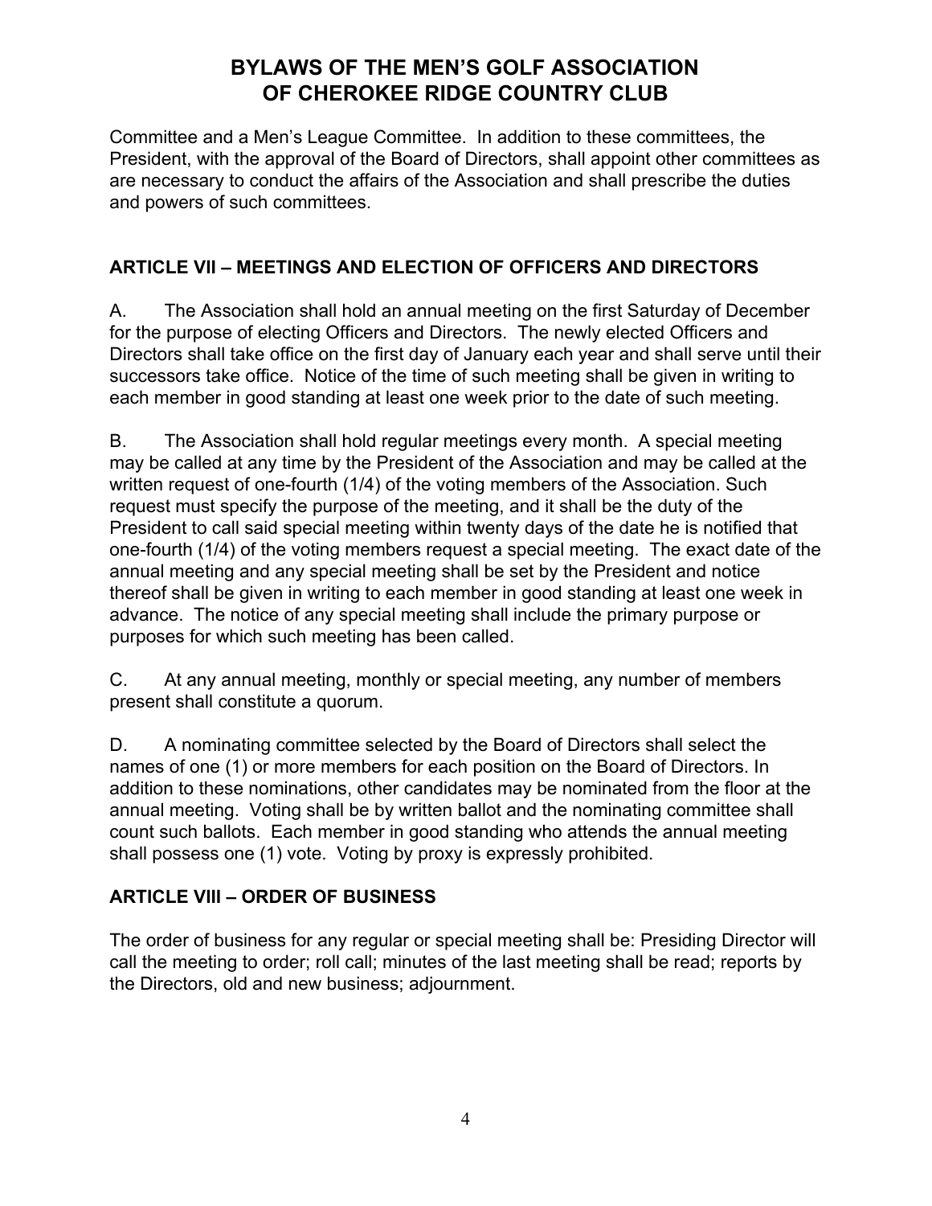Committee and a Men's League Committee. In addition to these committees, the President, with the approval of the Board of Directors, shall appoint other committees as are necessary to conduct the affairs of the Association and shall prescribe the duties and powers of such committees.

## ARTICLE VII – MEETINGS AND ELECTION OF OFFICERS AND DIRECTORS

A. The Association shall hold an annual meeting on the first Saturday of December for the purpose of electing Officers and Directors. The newly elected Officers and Directors shall take office on the first day of January each year and shall serve until their successors take office. Notice of the time of such meeting shall be given in writing to each member in good standing at least one week prior to the date of such meeting.

B. The Association shall hold regular meetings every month. A special meeting may be called at any time by the President of the Association and may be called at the written request of one-fourth (1/4) of the voting members of the Association. Such request must specify the purpose of the meeting, and it shall be the duty of the President to call said special meeting within twenty days of the date he is notified that one-fourth (1/4) of the voting members request a special meeting. The exact date of the annual meeting and any special meeting shall be set by the President and notice thereof shall be given in writing to each member in good standing at least one week in advance. The notice of any special meeting shall include the primary purpose or purposes for which such meeting has been called.

C. At any annual meeting, monthly or special meeting, any number of members present shall constitute a quorum.

D. A nominating committee selected by the Board of Directors shall select the names of one (1) or more members for each position on the Board of Directors. In addition to these nominations, other candidates may be nominated from the floor at the annual meeting. Voting shall be by written ballot and the nominating committee shall count such ballots. Each member in good standing who attends the annual meeting shall possess one (1) vote. Voting by proxy is expressly prohibited.

## ARTICLE VIII – ORDER OF BUSINESS

The order of business for any regular or special meeting shall be: Presiding Director will call the meeting to order; roll call; minutes of the last meeting shall be read; reports by the Directors, old and new business; adjournment.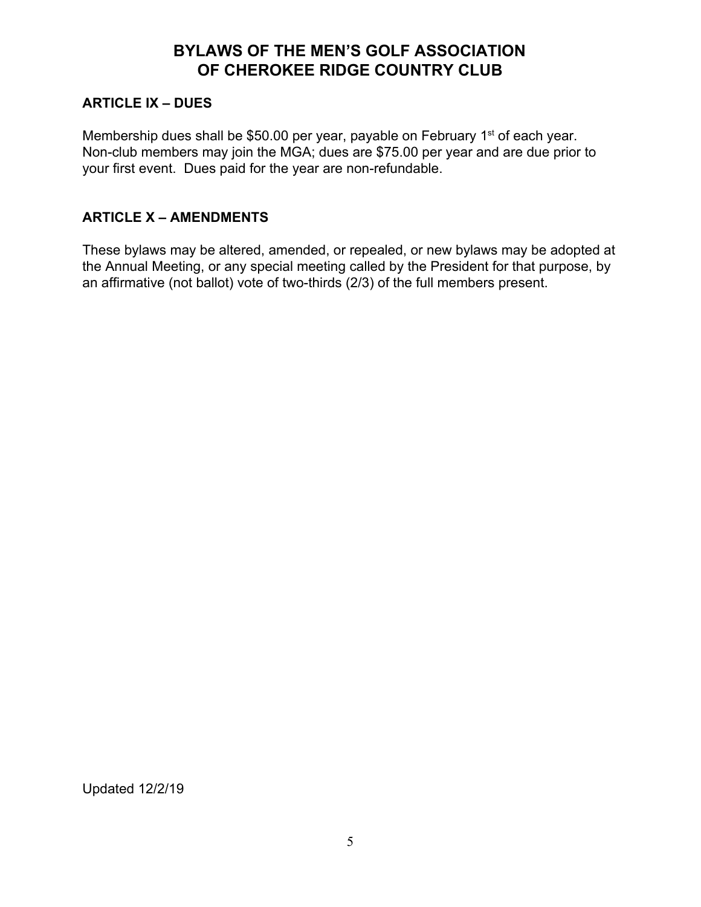# BYLAWS OF THE MEN'S GOLF ASSOCIATION OF CHEROKEE RIDGE COUNTRY CLUB

## ARTICLE IX – DUES

Membership dues shall be $50.00 per year, payable on February 1st of each year. Non-club members may join the MGA; dues are $75.00 per year and are due prior to your first event. Dues paid for the year are non-refundable.

## ARTICLE X – AMENDMENTS

These bylaws may be altered, amended, or repealed, or new bylaws may be adopted at the Annual Meeting, or any special meeting called by the President for that purpose, by an affirmative (not ballot) vote of two-thirds (2/3) of the full members present.

Updated 12/2/19